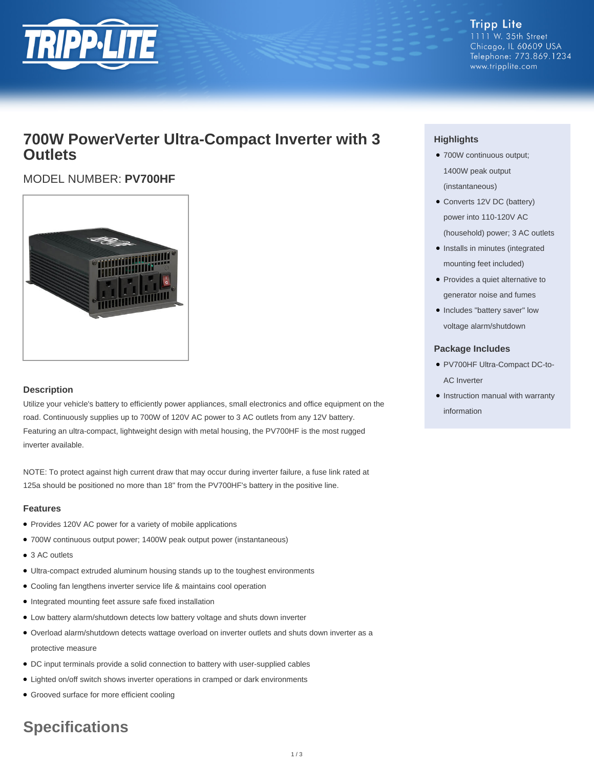Tripp Lite
1111 W. 35th Street
Chicago, IL 60609 USA
Telephone: 773.869.1234
www.tripplite.com

# 700W PowerVerter Ultra-Compact Inverter with 3 Outlets

MODEL NUMBER: **PV700HF**

### Highlights

- 700W continuous output; 1400W peak output (instantaneous)
- Converts 12V DC (battery) power into 110-120V AC (household) power; 3 AC outlets
- Installs in minutes (integrated mounting feet included)
- Provides a quiet alternative to generator noise and fumes
- Includes "battery saver" low voltage alarm/shutdown

### Package Includes

- PV700HF Ultra-Compact DC-to-AC Inverter
- Instruction manual with warranty information

### Description

Utilize your vehicle's battery to efficiently power appliances, small electronics and office equipment on the road. Continuously supplies up to 700W of 120V AC power to 3 AC outlets from any 12V battery. Featuring an ultra-compact, lightweight design with metal housing, the PV700HF is the most rugged inverter available.

NOTE: To protect against high current draw that may occur during inverter failure, a fuse link rated at 125a should be positioned no more than 18" from the PV700HF's battery in the positive line.

### Features

- Provides 120V AC power for a variety of mobile applications
- 700W continuous output power; 1400W peak output power (instantaneous)
- 3 AC outlets
- Ultra-compact extruded aluminum housing stands up to the toughest environments
- Cooling fan lengthens inverter service life & maintains cool operation
- Integrated mounting feet assure safe fixed installation
- Low battery alarm/shutdown detects low battery voltage and shuts down inverter
- Overload alarm/shutdown detects wattage overload on inverter outlets and shuts down inverter as a protective measure
- DC input terminals provide a solid connection to battery with user-supplied cables
- Lighted on/off switch shows inverter operations in cramped or dark environments
- Grooved surface for more efficient cooling

## Specifications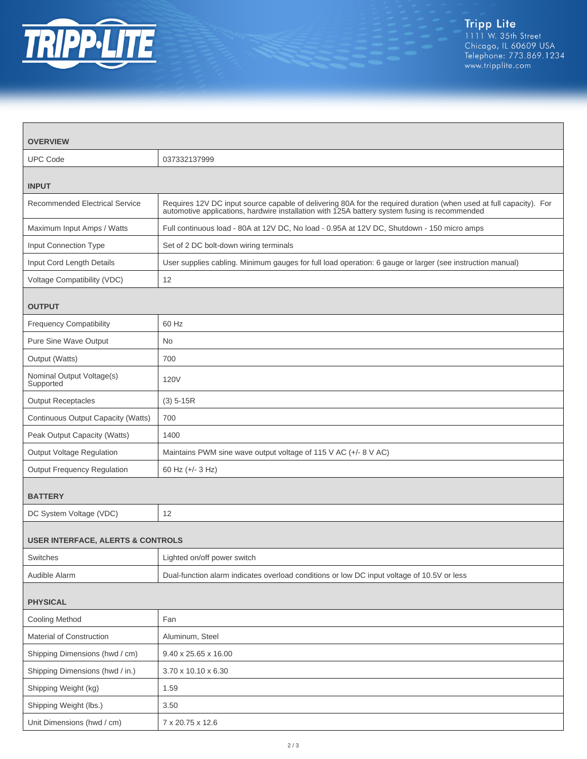| OVERVIEW | |
|---|---|
| UPC Code | 037332137999 |
| **INPUT** | |
| Recommended Electrical Service | Requires 12V DC input source capable of delivering 80A for the required duration (when used at full capacity). For automotive applications, hardwire installation with 125A battery system fusing is recommended |
| Maximum Input Amps / Watts | Full continuous load - 80A at 12V DC, No load - 0.95A at 12V DC, Shutdown - 150 micro amps |
| Input Connection Type | Set of 2 DC bolt-down wiring terminals |
| Input Cord Length Details | User supplies cabling. Minimum gauges for full load operation: 6 gauge or larger (see instruction manual) |
| Voltage Compatibility (VDC) | 12 |
| **OUTPUT** | |
| Frequency Compatibility | 60 Hz |
| Pure Sine Wave Output | No |
| Output (Watts) | 700 |
| Nominal Output Voltage(s) Supported | 120V |
| Output Receptacles | (3) 5-15R |
| Continuous Output Capacity (Watts) | 700 |
| Peak Output Capacity (Watts) | 1400 |
| Output Voltage Regulation | Maintains PWM sine wave output voltage of 115 V AC (+/- 8 V AC) |
| Output Frequency Regulation | 60 Hz (+/- 3 Hz) |
| **BATTERY** | |
| DC System Voltage (VDC) | 12 |
| **USER INTERFACE, ALERTS & CONTROLS** | |
| Switches | Lighted on/off power switch |
| Audible Alarm | Dual-function alarm indicates overload conditions or low DC input voltage of 10.5V or less |
| **PHYSICAL** | |
| Cooling Method | Fan |
| Material of Construction | Aluminum, Steel |
| Shipping Dimensions (hwd / cm) | 9.40 x 25.65 x 16.00 |
| Shipping Dimensions (hwd / in.) | 3.70 x 10.10 x 6.30 |
| Shipping Weight (kg) | 1.59 |
| Shipping Weight (lbs.) | 3.50 |
| Unit Dimensions (hwd / cm) | 7 x 20.75 x 12.6 |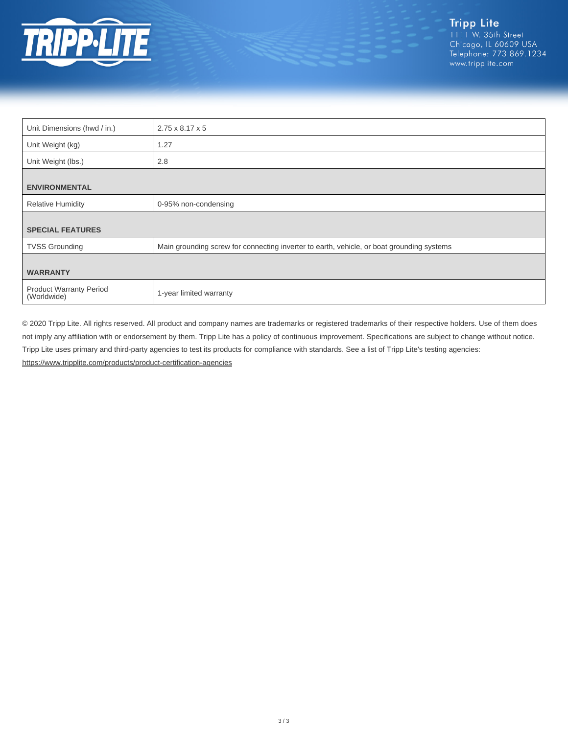| | |
|---|---|
| Unit Dimensions (hwd / in.) | 2.75 x 8.17 x 5 |
| Unit Weight (kg) | 1.27 |
| Unit Weight (lbs.) | 2.8 |
| **ENVIRONMENTAL** | |
| Relative Humidity | 0-95% non-condensing |
| **SPECIAL FEATURES** | |
| TVSS Grounding | Main grounding screw for connecting inverter to earth, vehicle, or boat grounding systems |
| **WARRANTY** | |
| Product Warranty Period (Worldwide) | 1-year limited warranty |

© 2020 Tripp Lite. All rights reserved. All product and company names are trademarks or registered trademarks of their respective holders. Use of them does not imply any affiliation with or endorsement by them. Tripp Lite has a policy of continuous improvement. Specifications are subject to change without notice. Tripp Lite uses primary and third-party agencies to test its products for compliance with standards. See a list of Tripp Lite's testing agencies: https://www.tripplite.com/products/product-certification-agencies